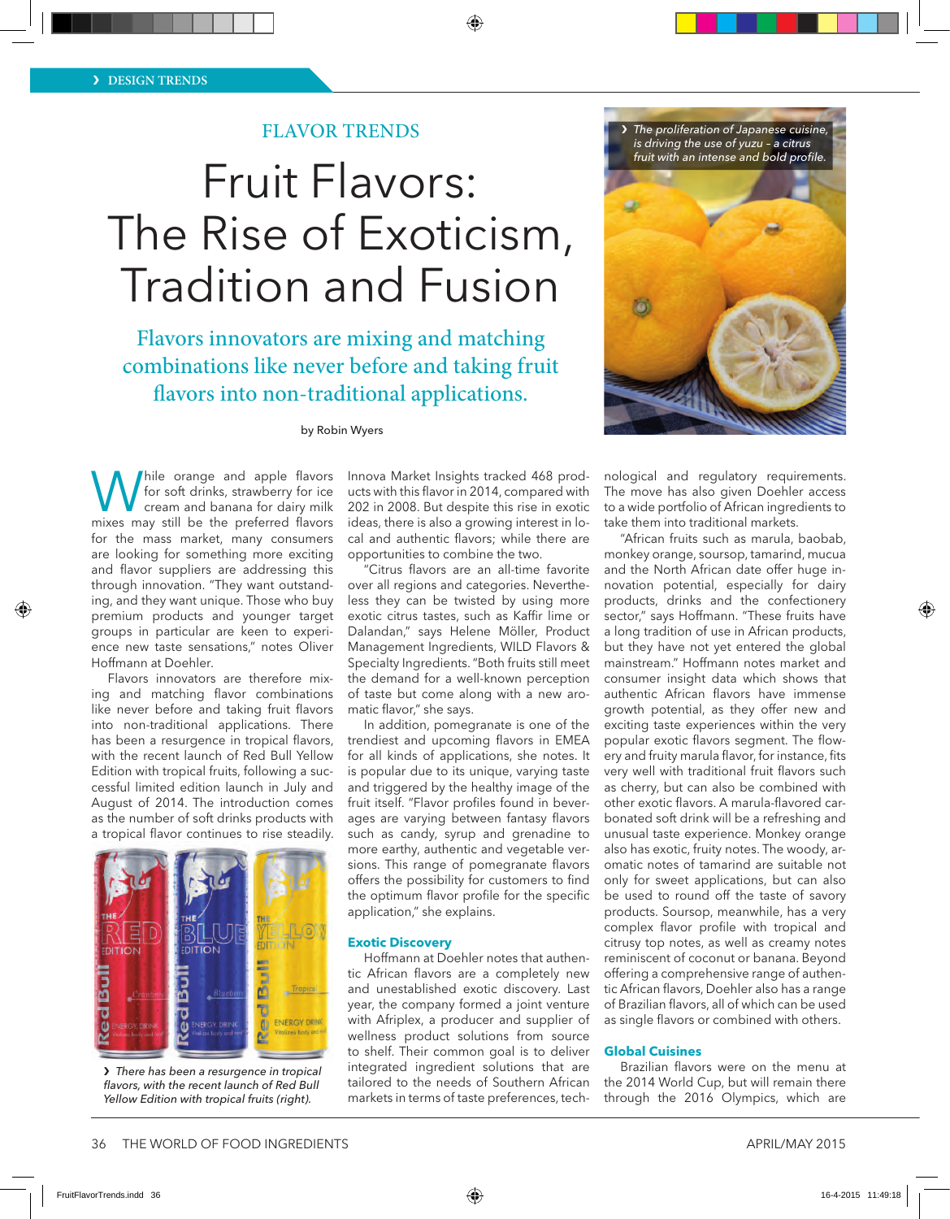FLAVOR TRENDS

# Fruit Flavors: The Rise of Exoticism, Tradition and Fusion

Flavors innovators are mixing and matching combinations like never before and taking fruit flavors into non-traditional applications.

by Robin Wyers

› The proliferation of Japanese cuisine, is driving the use of yuzu – a citrus fruit with an intense and bold profile.

While orange and apple flavors for soft drinks, strawberry for ice cream and banana for dairy milk mixes may still be the preferred flavors for the mass market, many consumers are looking for something more exciting and flavor suppliers are addressing this through innovation. "They want outstanding, and they want unique. Those who buy premium products and younger target groups in particular are keen to experience new taste sensations," notes Oliver Hoffmann at Doehler.

Flavors innovators are therefore mixing and matching flavor combinations like never before and taking fruit flavors into non-traditional applications. There has been a resurgence in tropical flavors, with the recent launch of Red Bull Yellow Edition with tropical fruits, following a successful limited edition launch in July and August of 2014. The introduction comes as the number of soft drinks products with a tropical flavor continues to rise steadily.

› There has been a resurgence in tropical flavors, with the recent launch of Red Bull Yellow Edition with tropical fruits (right).

Innova Market Insights tracked 468 products with this flavor in 2014, compared with 202 in 2008. But despite this rise in exotic ideas, there is also a growing interest in local and authentic flavors; while there are opportunities to combine the two.

"Citrus flavors are an all-time favorite over all regions and categories. Nevertheless they can be twisted by using more exotic citrus tastes, such as Kaffir lime or Dalandan," says Helene Möller, Product Management Ingredients, WILD Flavors & Specialty Ingredients. "Both fruits still meet the demand for a well-known perception of taste but come along with a new aromatic flavor," she says.

In addition, pomegranate is one of the trendiest and upcoming flavors in EMEA for all kinds of applications, she notes. It is popular due to its unique, varying taste and triggered by the healthy image of the fruit itself. "Flavor profiles found in beverages are varying between fantasy flavors such as candy, syrup and grenadine to more earthy, authentic and vegetable versions. This range of pomegranate flavors offers the possibility for customers to find the optimum flavor profile for the specific application," she explains.

## Exotic Discovery

Hoffmann at Doehler notes that authentic African flavors are a completely new and unestablished exotic discovery. Last year, the company formed a joint venture with Afriplex, a producer and supplier of wellness product solutions from source to shelf. Their common goal is to deliver integrated ingredient solutions that are tailored to the needs of Southern African markets in terms of taste preferences, technological and regulatory requirements. The move has also given Doehler access to a wide portfolio of African ingredients to take them into traditional markets.

"African fruits such as marula, baobab, monkey orange, soursop, tamarind, mucua and the North African date offer huge innovation potential, especially for dairy products, drinks and the confectionery sector," says Hoffmann. "These fruits have a long tradition of use in African products, but they have not yet entered the global mainstream." Hoffmann notes market and consumer insight data which shows that authentic African flavors have immense growth potential, as they offer new and exciting taste experiences within the very popular exotic flavors segment. The flowery and fruity marula flavor, for instance, fits very well with traditional fruit flavors such as cherry, but can also be combined with other exotic flavors. A marula-flavored carbonated soft drink will be a refreshing and unusual taste experience. Monkey orange also has exotic, fruity notes. The woody, aromatic notes of tamarind are suitable not only for sweet applications, but can also be used to round off the taste of savory products. Soursop, meanwhile, has a very complex flavor profile with tropical and citrusy top notes, as well as creamy notes reminiscent of coconut or banana. Beyond offering a comprehensive range of authentic African flavors, Doehler also has a range of Brazilian flavors, all of which can be used as single flavors or combined with others.

## Global Cuisines

Brazilian flavors were on the menu at the 2014 World Cup, but will remain there through the 2016 Olympics, which are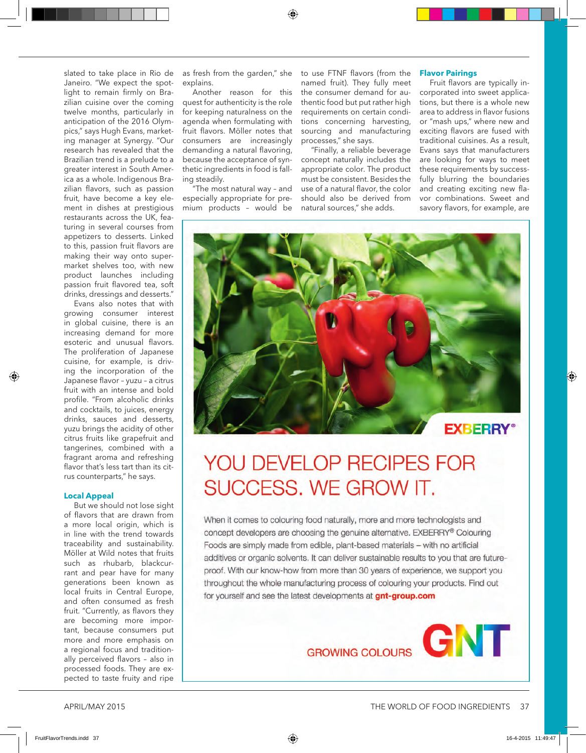slated to take place in Rio de Janeiro. "We expect the spotlight to remain firmly on Brazilian cuisine over the coming twelve months, particularly in anticipation of the 2016 Olympics," says Hugh Evans, marketing manager at Synergy. "Our research has revealed that the Brazilian trend is a prelude to a greater interest in South America as a whole. Indigenous Brazilian flavors, such as passion fruit, have become a key element in dishes at prestigious restaurants across the UK, featuring in several courses from appetizers to desserts. Linked to this, passion fruit flavors are making their way onto supermarket shelves too, with new product launches including passion fruit flavored tea, soft drinks, dressings and desserts."

Evans also notes that with growing consumer interest in global cuisine, there is an increasing demand for more esoteric and unusual flavors. The proliferation of Japanese cuisine, for example, is driving the incorporation of the Japanese flavor – yuzu – a citrus fruit with an intense and bold profile. "From alcoholic drinks and cocktails, to juices, energy drinks, sauces and desserts, yuzu brings the acidity of other citrus fruits like grapefruit and tangerines, combined with a fragrant aroma and refreshing flavor that's less tart than its citrus counterparts," he says.

### Local Appeal

But we should not lose sight of flavors that are drawn from a more local origin, which is in line with the trend towards traceability and sustainability. Möller at Wild notes that fruits such as rhubarb, blackcurrant and pear have for many generations been known as local fruits in Central Europe, and often consumed as fresh fruit. "Currently, as flavors they are becoming more important, because consumers put more and more emphasis on a regional focus and traditionally perceived flavors – also in processed foods. They are expected to taste fruity and ripe as fresh from the garden," she explains.

Another reason for this quest for authenticity is the role for keeping naturalness on the agenda when formulating with fruit flavors. Möller notes that consumers are increasingly demanding a natural flavoring, because the acceptance of synthetic ingredients in food is falling steadily.

"The most natural way – and especially appropriate for premium products – would be to use FTNF flavors (from the named fruit). They fully meet the consumer demand for authentic food but put rather high requirements on certain conditions concerning harvesting, sourcing and manufacturing processes," she says.

"Finally, a reliable beverage concept naturally includes the appropriate color. The product must be consistent. Besides the use of a natural flavor, the color should also be derived from natural sources," she adds.

### Flavor Pairings

Fruit flavors are typically incorporated into sweet applications, but there is a whole new area to address in flavor fusions or "mash ups," where new and exciting flavors are fused with traditional cuisines. As a result, Evans says that manufacturers are looking for ways to meet these requirements by successfully blurring the boundaries and creating exciting new flavor combinations. Sweet and savory flavors, for example, are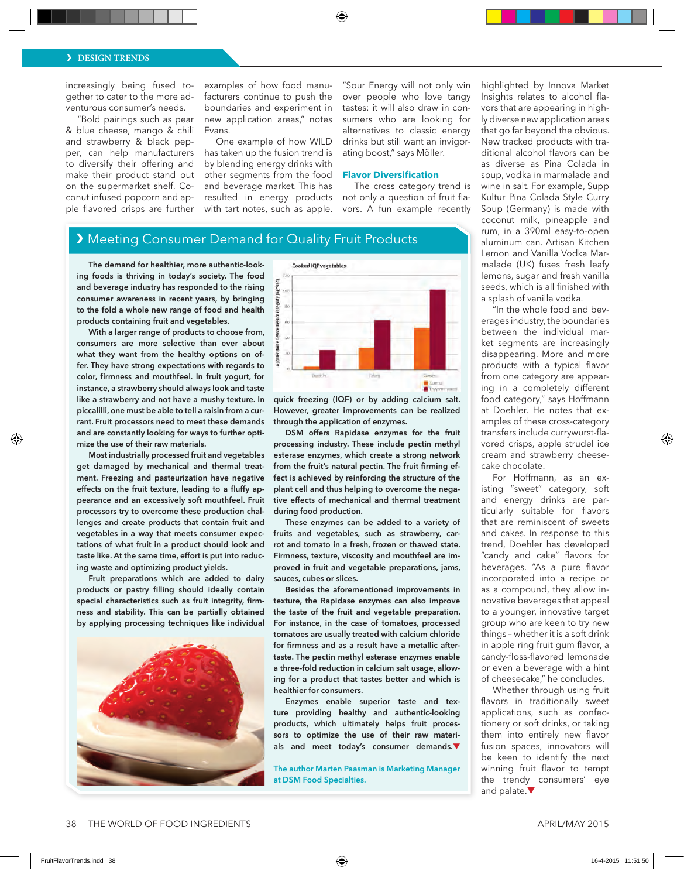increasingly being fused together to cater to the more adventurous consumer's needs.

"Bold pairings such as pear & blue cheese, mango & chili and strawberry & black pepper, can help manufacturers to diversify their offering and make their product stand out on the supermarket shelf. Coconut infused popcorn and apple flavored crisps are further examples of how food manufacturers continue to push the boundaries and experiment in new application areas," notes Evans.

One example of how WILD has taken up the fusion trend is by blending energy drinks with other segments from the food and beverage market. This has resulted in energy products with tart notes, such as apple. "Sour Energy will not only win over people who love tangy tastes: it will also draw in consumers who are looking for alternatives to classic energy drinks but still want an invigorating boost," says Möller.

### Flavor Diversification

The cross category trend is not only a question of fruit flavors. A fun example recently highlighted by Innova Market Insights relates to alcohol flavors that are appearing in highly diverse new application areas that go far beyond the obvious. New tracked products with traditional alcohol flavors can be as diverse as Pina Colada in soup, vodka in marmalade and wine in salt. For example, Supp Kultur Pina Colada Style Curry Soup (Germany) is made with coconut milk, pineapple and rum, in a 390ml easy-to-open aluminum can. Artisan Kitchen Lemon and Vanilla Vodka Marmalade (UK) fuses fresh leafy lemons, sugar and fresh vanilla seeds, which is all finished with a splash of vanilla vodka.

"In the whole food and beverages industry, the boundaries between the individual market segments are increasingly disappearing. More and more products with a typical flavor from one category are appearing in a completely different food category," says Hoffmann at Doehler. He notes that examples of these cross-category transfers include currywurst-flavored crisps, apple strudel ice cream and strawberry cheesecake chocolate.

For Hoffmann, as an existing "sweet" category, soft and energy drinks are particularly suitable for flavors that are reminiscent of sweets and cakes. In response to this trend, Doehler has developed "candy and cake" flavors for beverages. "As a pure flavor incorporated into a recipe or as a compound, they allow innovative beverages that appeal to a younger, innovative target group who are keen to try new things – whether it is a soft drink in apple ring fruit gum flavor, a candy-floss-flavored lemonade or even a beverage with a hint of cheesecake," he concludes.

Whether through using fruit flavors in traditionally sweet applications, such as confectionery or soft drinks, or taking them into entirely new flavor fusion spaces, innovators will be keen to identify the next winning fruit flavor to tempt the trendy consumers' eye and palate.▼

## Meeting Consumer Demand for Quality Fruit Products

**The demand for healthier, more authentic-looking foods is thriving in today's society. The food and beverage industry has responded to the rising consumer awareness in recent years, by bringing to the fold a whole new range of food and health products containing fruit and vegetables.**

**With a larger range of products to choose from, consumers are more selective than ever about what they want from the healthy options on offer. They have strong expectations with regards to color, firmness and mouthfeel. In fruit yogurt, for instance, a strawberry should always look and taste like a strawberry and not have a mushy texture. In piccalilli, one must be able to tell a raisin from a currant. Fruit processors need to meet these demands and are constantly looking for ways to further optimize the use of their raw materials.**

**Most industrially processed fruit and vegetables get damaged by mechanical and thermal treatment. Freezing and pasteurization have negative effects on the fruit texture, leading to a fluffy appearance and an excessively soft mouthfeel. Fruit processors try to overcome these production challenges and create products that contain fruit and vegetables in a way that meets consumer expectations of what fruit in a product should look and taste like. At the same time, effort is put into reducing waste and optimizing product yields.**

**Fruit preparations which are added to dairy products or pastry filling should ideally contain special characteristics such as fruit integrity, firmness and stability. This can be partially obtained by applying processing techniques like individual quick freezing (IQF) or by adding calcium salt. However, greater improvements can be realized through the application of enzymes.**

Cooked IQF vegetables

applied force before loss of integrity (kg*sec)

120
100
80
60
40
20
0

Zucchini
Celery
Carrots

Control
Enzyme treated

**DSM offers Rapidase enzymes for the fruit processing industry. These include pectin methyl esterase enzymes, which create a strong network from the fruit's natural pectin. The fruit firming effect is achieved by reinforcing the structure of the plant cell and thus helping to overcome the negative effects of mechanical and thermal treatment during food production.**

**These enzymes can be added to a variety of fruits and vegetables, such as strawberry, carrot and tomato in a fresh, frozen or thawed state. Firmness, texture, viscosity and mouthfeel are improved in fruit and vegetable preparations, jams, sauces, cubes or slices.**

**Besides the aforementioned improvements in texture, the Rapidase enzymes can also improve the taste of the fruit and vegetable preparation. For instance, in the case of tomatoes, processed tomatoes are usually treated with calcium chloride for firmness and as a result have a metallic aftertaste. The pectin methyl esterase enzymes enable a three-fold reduction in calcium salt usage, allowing for a product that tastes better and which is healthier for consumers.**

**Enzymes enable superior taste and texture providing healthy and authentic-looking products, which ultimately helps fruit processors to optimize the use of their raw materials and meet today's consumer demands.**▼

**The author Marten Paasman is Marketing Manager at DSM Food Specialties.**